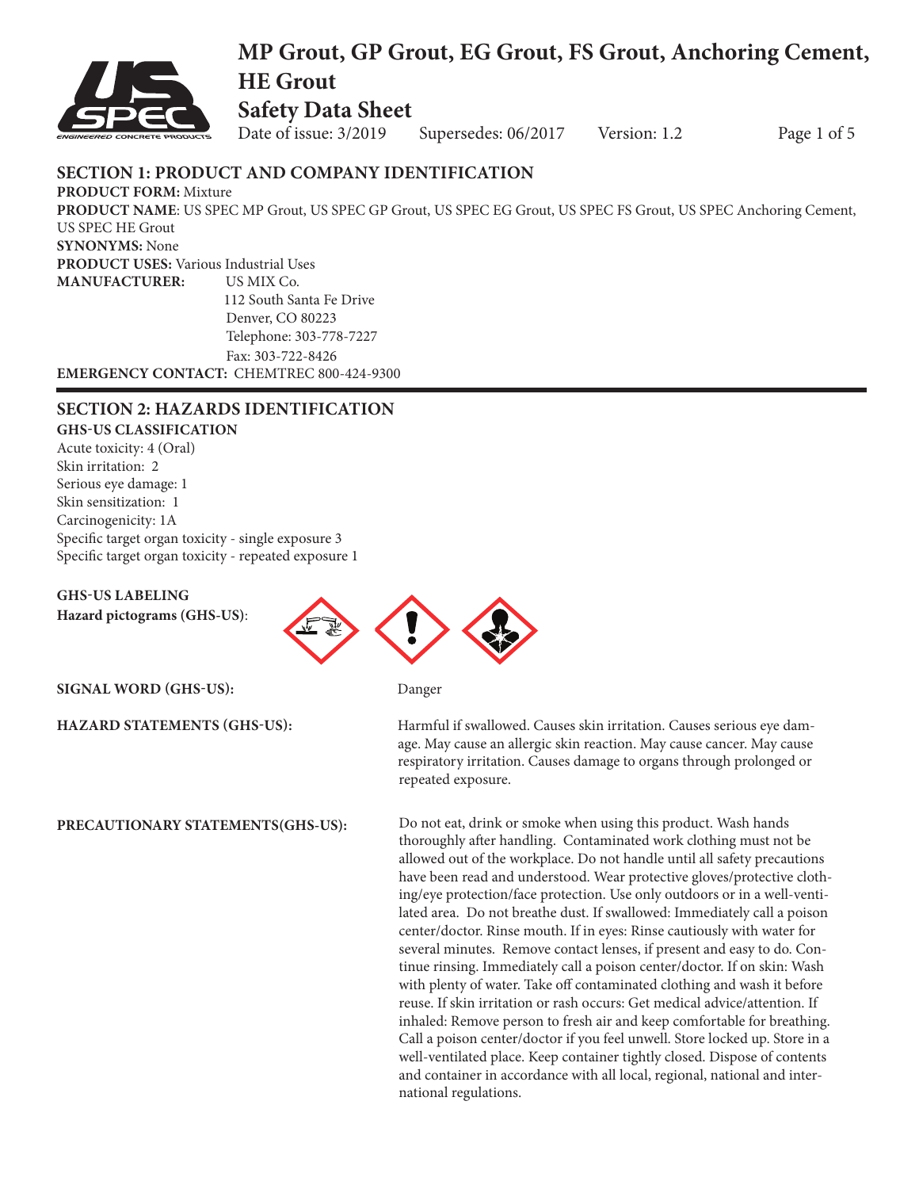# MP Grout, GP Grout, EG Grout, FS Grout, Anchoring Cement, HE Grout

# Safety Data Sheet

Date of issue: 3/2019  Supersedes: 06/2017  Version: 1.2

## SECTION 1: PRODUCT AND COMPANY IDENTIFICATION

**PRODUCT FORM:** Mixture

**PRODUCT NAME**: US SPEC MP Grout, US SPEC GP Grout, US SPEC EG Grout, US SPEC FS Grout, US SPEC Anchoring Cement, US SPEC HE Grout

**SYNONYMS:** None

**PRODUCT USES:** Various Industrial Uses

**MANUFACTURER:** US MIX Co.
112 South Santa Fe Drive
Denver, CO 80223
Telephone: 303-778-7227
Fax: 303-722-8426

**EMERGENCY CONTACT:** CHEMTREC 800-424-9300

## SECTION 2: HAZARDS IDENTIFICATION

**GHS-US CLASSIFICATION**

Acute toxicity: 4 (Oral)
Skin irritation: 2
Serious eye damage: 1
Skin sensitization: 1
Carcinogenicity: 1A
Specific target organ toxicity - single exposure 3
Specific target organ toxicity - repeated exposure 1

**GHS-US LABELING**

**Hazard pictograms (GHS-US)**:

**SIGNAL WORD (GHS-US):** Danger

**HAZARD STATEMENTS (GHS-US):** Harmful if swallowed. Causes skin irritation. Causes serious eye damage. May cause an allergic skin reaction. May cause cancer. May cause respiratory irritation. Causes damage to organs through prolonged or repeated exposure.

**PRECAUTIONARY STATEMENTS(GHS-US):** Do not eat, drink or smoke when using this product. Wash hands thoroughly after handling. Contaminated work clothing must not be allowed out of the workplace. Do not handle until all safety precautions have been read and understood. Wear protective gloves/protective clothing/eye protection/face protection. Use only outdoors or in a well-ventilated area. Do not breathe dust. If swallowed: Immediately call a poison center/doctor. Rinse mouth. If in eyes: Rinse cautiously with water for several minutes. Remove contact lenses, if present and easy to do. Continue rinsing. Immediately call a poison center/doctor. If on skin: Wash with plenty of water. Take off contaminated clothing and wash it before reuse. If skin irritation or rash occurs: Get medical advice/attention. If inhaled: Remove person to fresh air and keep comfortable for breathing. Call a poison center/doctor if you feel unwell. Store locked up. Store in a well-ventilated place. Keep container tightly closed. Dispose of contents and container in accordance with all local, regional, national and international regulations.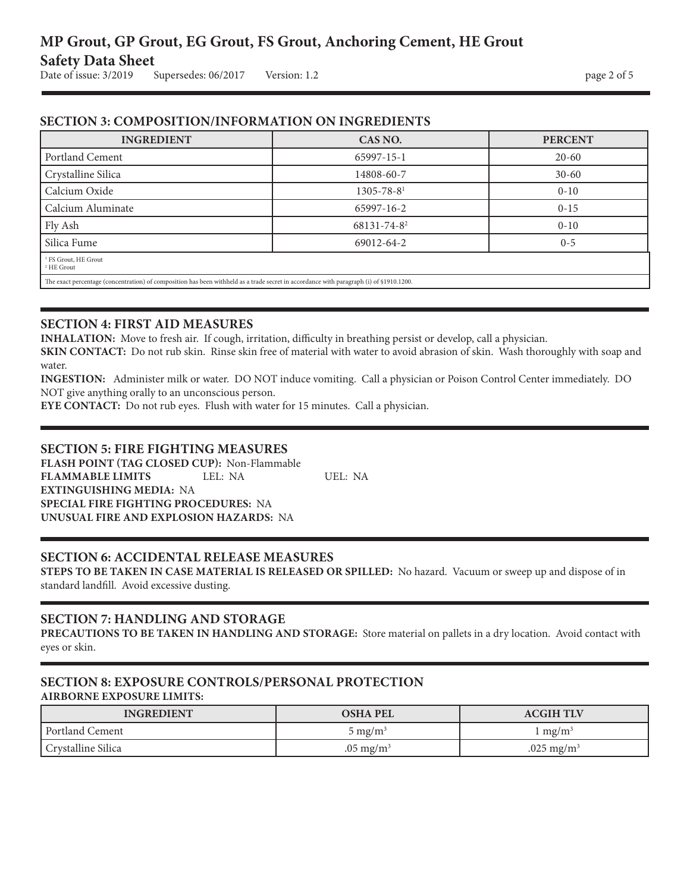## SECTION 3: COMPOSITION/INFORMATION ON INGREDIENTS

| INGREDIENT | CAS NO. | PERCENT |
|---|---|---|
| Portland Cement | 65997-15-1 | 20-60 |
| Crystalline Silica | 14808-60-7 | 30-60 |
| Calcium Oxide | 1305-78-8[1] | 0-10 |
| Calcium Aluminate | 65997-16-2 | 0-15 |
| Fly Ash | 68131-74-8[2] | 0-10 |
| Silica Fume | 69012-64-2 | 0-5 |

[1] FS Grout, HE Grout
[2] HE Grout

The exact percentage (concentration) of composition has been withheld as a trade secret in accordance with paragraph (i) of §1910.1200.

## SECTION 4: FIRST AID MEASURES

**INHALATION:** Move to fresh air. If cough, irritation, difficulty in breathing persist or develop, call a physician.

**SKIN CONTACT:** Do not rub skin. Rinse skin free of material with water to avoid abrasion of skin. Wash thoroughly with soap and water.

**INGESTION:** Administer milk or water. DO NOT induce vomiting. Call a physician or Poison Control Center immediately. DO NOT give anything orally to an unconscious person.

**EYE CONTACT:** Do not rub eyes. Flush with water for 15 minutes. Call a physician.

## SECTION 5: FIRE FIGHTING MEASURES

**FLASH POINT (TAG CLOSED CUP):** Non-Flammable
**FLAMMABLE LIMITS** LEL: NA UEL: NA
**EXTINGUISHING MEDIA:** NA
**SPECIAL FIRE FIGHTING PROCEDURES:** NA
**UNUSUAL FIRE AND EXPLOSION HAZARDS:** NA

## SECTION 6: ACCIDENTAL RELEASE MEASURES

**STEPS TO BE TAKEN IN CASE MATERIAL IS RELEASED OR SPILLED:** No hazard. Vacuum or sweep up and dispose of in standard landfill. Avoid excessive dusting.

## SECTION 7: HANDLING AND STORAGE

**PRECAUTIONS TO BE TAKEN IN HANDLING AND STORAGE:** Store material on pallets in a dry location. Avoid contact with eyes or skin.

## SECTION 8: EXPOSURE CONTROLS/PERSONAL PROTECTION

**AIRBORNE EXPOSURE LIMITS:**

| INGREDIENT | OSHA PEL | ACGIH TLV |
|---|---|---|
| Portland Cement | 5 $mg/m^3$ | 1 $mg/m^3$ |
| Crystalline Silica | .05 $mg/m^3$ | .025 $mg/m^3$ |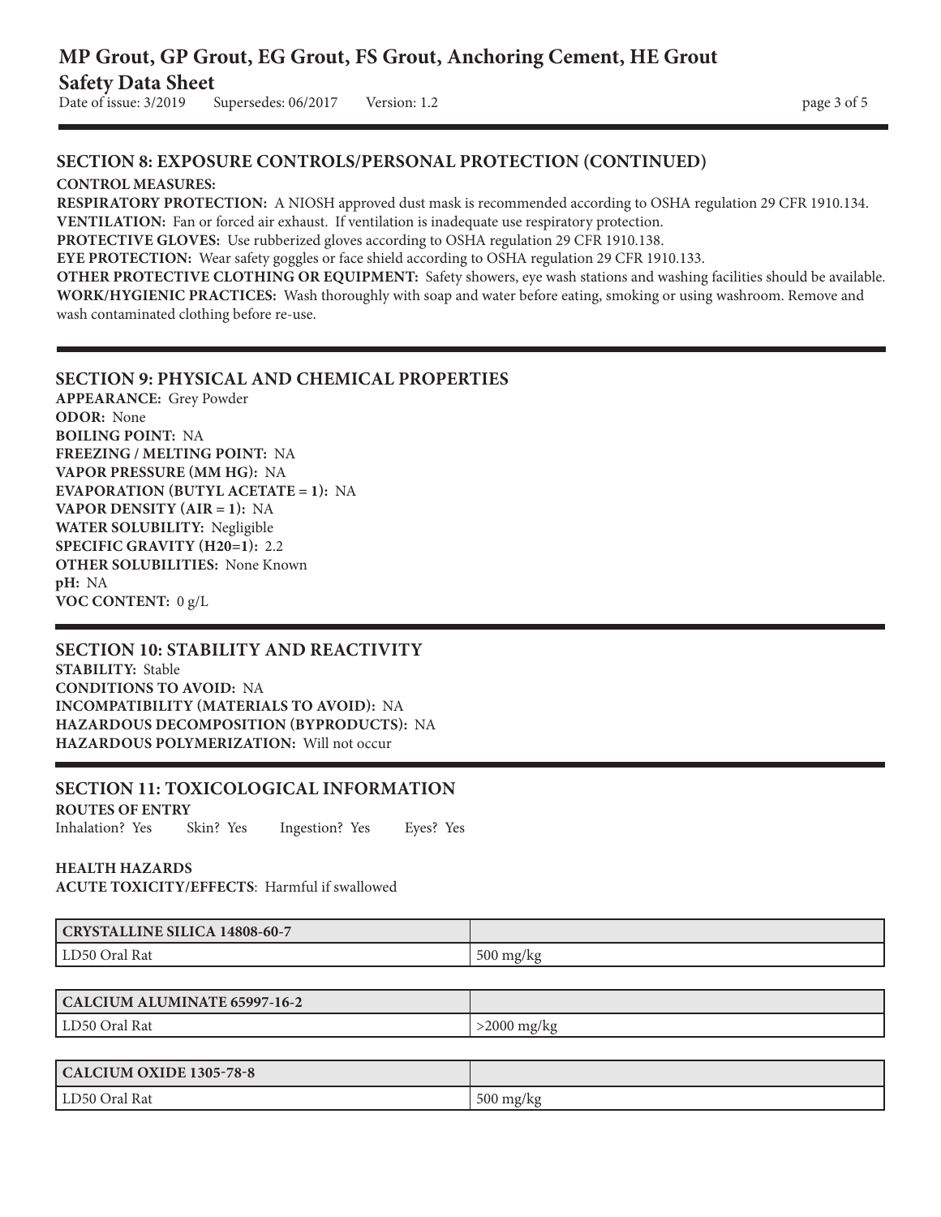## SECTION 8: EXPOSURE CONTROLS/PERSONAL PROTECTION (CONTINUED)

**CONTROL MEASURES:**

**RESPIRATORY PROTECTION:** A NIOSH approved dust mask is recommended according to OSHA regulation 29 CFR 1910.134.

**VENTILATION:** Fan or forced air exhaust. If ventilation is inadequate use respiratory protection.

**PROTECTIVE GLOVES:** Use rubberized gloves according to OSHA regulation 29 CFR 1910.138.

**EYE PROTECTION:** Wear safety goggles or face shield according to OSHA regulation 29 CFR 1910.133.

**OTHER PROTECTIVE CLOTHING OR EQUIPMENT:** Safety showers, eye wash stations and washing facilities should be available.

**WORK/HYGIENIC PRACTICES:** Wash thoroughly with soap and water before eating, smoking or using washroom. Remove and wash contaminated clothing before re-use.

## SECTION 9: PHYSICAL AND CHEMICAL PROPERTIES

**APPEARANCE:** Grey Powder
**ODOR:** None
**BOILING POINT:** NA
**FREEZING / MELTING POINT:** NA
**VAPOR PRESSURE (MM HG):** NA
**EVAPORATION (BUTYL ACETATE = 1):** NA
**VAPOR DENSITY (AIR = 1):** NA
**WATER SOLUBILITY:** Negligible
**SPECIFIC GRAVITY (H20=1):** 2.2
**OTHER SOLUBILITIES:** None Known
**pH:** NA
**VOC CONTENT:** 0 g/L

## SECTION 10: STABILITY AND REACTIVITY

**STABILITY:** Stable
**CONDITIONS TO AVOID:** NA
**INCOMPATIBILITY (MATERIALS TO AVOID):** NA
**HAZARDOUS DECOMPOSITION (BYPRODUCTS):** NA
**HAZARDOUS POLYMERIZATION:** Will not occur

## SECTION 11: TOXICOLOGICAL INFORMATION

**ROUTES OF ENTRY**

Inhalation? Yes Skin? Yes Ingestion? Yes Eyes? Yes

**HEALTH HAZARDS**

**ACUTE TOXICITY/EFFECTS**: Harmful if swallowed

| CRYSTALLINE SILICA 14808-60-7 | |
|---|---|
| LD50 Oral Rat | 500 mg/kg |

| CALCIUM ALUMINATE 65997-16-2 | |
|---|---|
| LD50 Oral Rat | >2000 mg/kg |

| CALCIUM OXIDE 1305-78-8 | |
|---|---|
| LD50 Oral Rat | 500 mg/kg |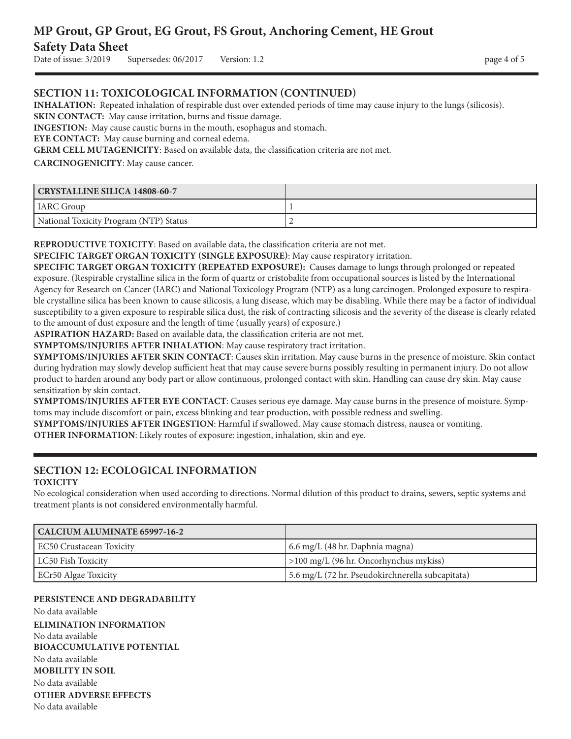## SECTION 11: TOXICOLOGICAL INFORMATION (CONTINUED)

**INHALATION:** Repeated inhalation of respirable dust over extended periods of time may cause injury to the lungs (silicosis).

**SKIN CONTACT:** May cause irritation, burns and tissue damage.

**INGESTION:** May cause caustic burns in the mouth, esophagus and stomach.

**EYE CONTACT:** May cause burning and corneal edema.

**GERM CELL MUTAGENICITY**: Based on available data, the classification criteria are not met.

**CARCINOGENICITY**: May cause cancer.

| CRYSTALLINE SILICA 14808-60-7 | |
|---|---|
| IARC Group | 1 |
| National Toxicity Program (NTP) Status | 2 |

**REPRODUCTIVE TOXICITY**: Based on available data, the classification criteria are not met.

**SPECIFIC TARGET ORGAN TOXICITY (SINGLE EXPOSURE)**: May cause respiratory irritation.

**SPECIFIC TARGET ORGAN TOXICITY (REPEATED EXPOSURE):** Causes damage to lungs through prolonged or repeated exposure. (Respirable crystalline silica in the form of quartz or cristobalite from occupational sources is listed by the International Agency for Research on Cancer (IARC) and National Toxicology Program (NTP) as a lung carcinogen. Prolonged exposure to respirable crystalline silica has been known to cause silicosis, a lung disease, which may be disabling. While there may be a factor of individual susceptibility to a given exposure to respirable silica dust, the risk of contracting silicosis and the severity of the disease is clearly related to the amount of dust exposure and the length of time (usually years) of exposure.)

**ASPIRATION HAZARD:** Based on available data, the classification criteria are not met.

**SYMPTOMS/INJURIES AFTER INHALATION**: May cause respiratory tract irritation.

**SYMPTOMS/INJURIES AFTER SKIN CONTACT**: Causes skin irritation. May cause burns in the presence of moisture. Skin contact during hydration may slowly develop sufficient heat that may cause severe burns possibly resulting in permanent injury. Do not allow product to harden around any body part or allow continuous, prolonged contact with skin. Handling can cause dry skin. May cause sensitization by skin contact.

**SYMPTOMS/INJURIES AFTER EYE CONTACT**: Causes serious eye damage. May cause burns in the presence of moisture. Symptoms may include discomfort or pain, excess blinking and tear production, with possible redness and swelling.

**SYMPTOMS/INJURIES AFTER INGESTION**: Harmful if swallowed. May cause stomach distress, nausea or vomiting.

**OTHER INFORMATION**: Likely routes of exposure: ingestion, inhalation, skin and eye.

## SECTION 12: ECOLOGICAL INFORMATION

**TOXICITY**

No ecological consideration when used according to directions. Normal dilution of this product to drains, sewers, septic systems and treatment plants is not considered environmentally harmful.

| CALCIUM ALUMINATE 65997-16-2 | |
|---|---|
| EC50 Crustacean Toxicity | 6.6 mg/L (48 hr. Daphnia magna) |
| LC50 Fish Toxicity | >100 mg/L (96 hr. Oncorhynchus mykiss) |
| ECr50 Algae Toxicity | 5.6 mg/L (72 hr. Pseudokirchnerella subcapitata) |

**PERSISTENCE AND DEGRADABILITY**

No data available

**ELIMINATION INFORMATION**

No data available

**BIOACCUMULATIVE POTENTIAL**

No data available

**MOBILITY IN SOIL**

No data available

**OTHER ADVERSE EFFECTS**

No data available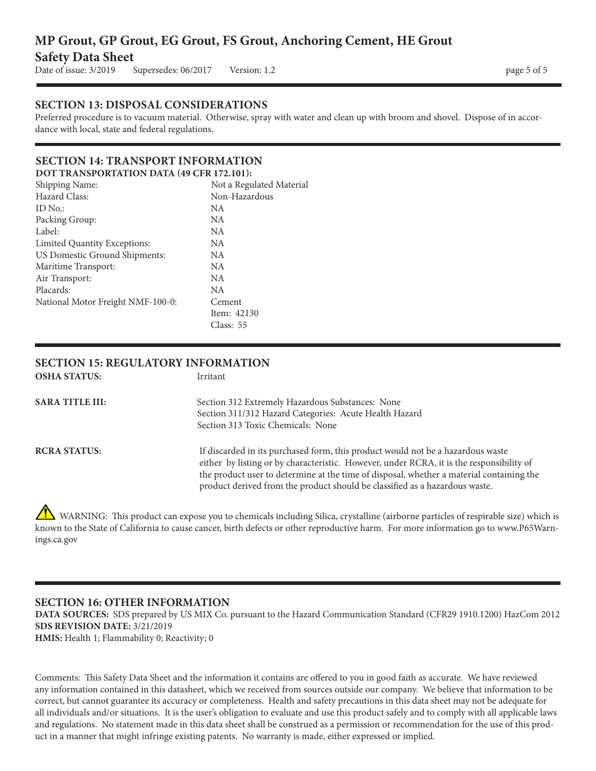## SECTION 13: DISPOSAL CONSIDERATIONS

Preferred procedure is to vacuum material. Otherwise, spray with water and clean up with broom and shovel. Dispose of in accordance with local, state and federal regulations.

## SECTION 14: TRANSPORT INFORMATION

**DOT TRANSPORTATION DATA (49 CFR 172.101):**

| | |
|---|---|
| Shipping Name: | Not a Regulated Material |
| Hazard Class: | Non-Hazardous |
| ID No.: | NA |
| Packing Group: | NA |
| Label: | NA |
| Limited Quantity Exceptions: | NA |
| US Domestic Ground Shipments: | NA |
| Maritime Transport: | NA |
| Air Transport: | NA |
| Placards: | NA |
| National Motor Freight NMF-100-0: | Cement<br>Item: 42130<br>Class: 55 |

## SECTION 15: REGULATORY INFORMATION

**OSHA STATUS:** Irritant

**SARA TITLE III:**
Section 312 Extremely Hazardous Substances: None
Section 311/312 Hazard Categories: Acute Health Hazard
Section 313 Toxic Chemicals: None

**RCRA STATUS:** If discarded in its purchased form, this product would not be a hazardous waste either by listing or by characteristic. However, under RCRA, it is the responsibility of the product user to determine at the time of disposal, whether a material containing the product derived from the product should be classified as a hazardous waste.

⚠ WARNING: This product can expose you to chemicals including Silica, crystalline (airborne particles of respirable size) which is known to the State of California to cause cancer, birth defects or other reproductive harm. For more information go to www.P65Warnings.ca.gov

## SECTION 16: OTHER INFORMATION

**DATA SOURCES:** SDS prepared by US MIX Co. pursuant to the Hazard Communication Standard (CFR29 1910.1200) HazCom 2012
**SDS REVISION DATE:** 3/21/2019
**HMIS:** Health 1; Flammability 0; Reactivity; 0

Comments: This Safety Data Sheet and the information it contains are offered to you in good faith as accurate. We have reviewed any information contained in this datasheet, which we received from sources outside our company. We believe that information to be correct, but cannot guarantee its accuracy or completeness. Health and safety precautions in this data sheet may not be adequate for all individuals and/or situations. It is the user's obligation to evaluate and use this product safely and to comply with all applicable laws and regulations. No statement made in this data sheet shall be construed as a permission or recommendation for the use of this product in a manner that might infringe existing patents. No warranty is made, either expressed or implied.